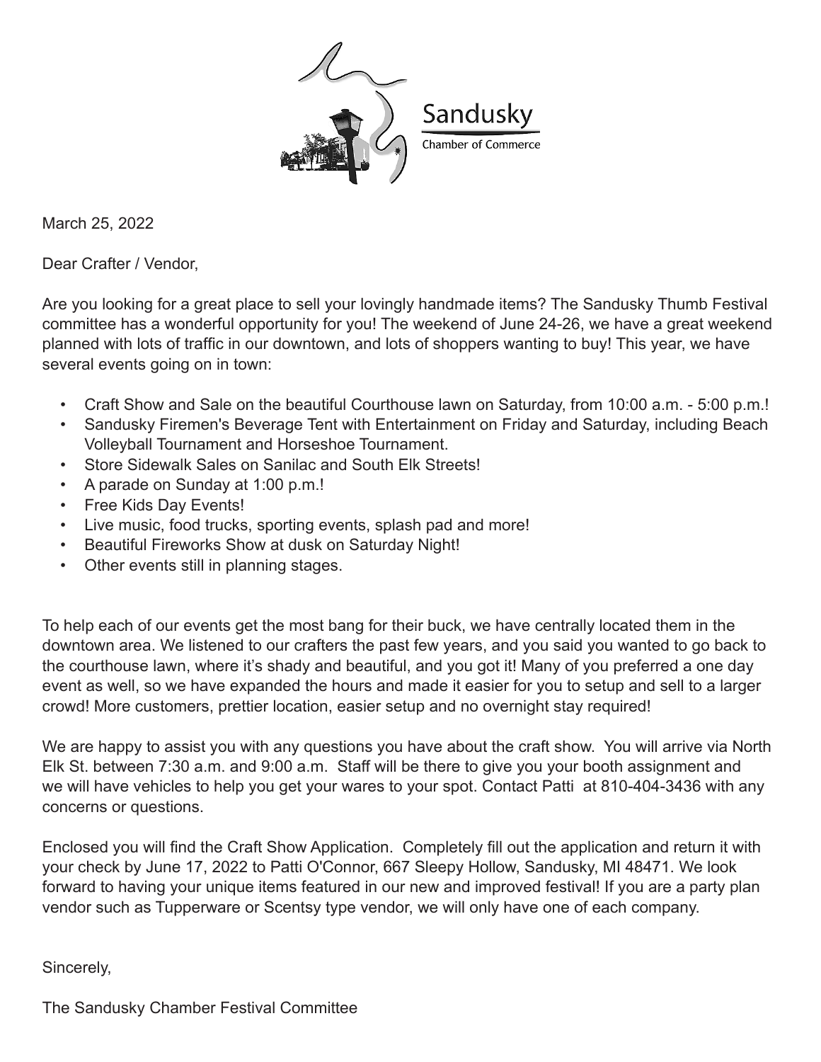Sandusky

Chamber of Commerce

March 25, 2022

Dear Crafter / Vendor,

Are you looking for a great place to sell your lovingly handmade items? The Sandusky Thumb Festival committee has a wonderful opportunity for you! The weekend of June 24-26, we have a great weekend planned with lots of traffic in our downtown, and lots of shoppers wanting to buy! This year, we have several events going on in town:

- Craft Show and Sale on the beautiful Courthouse lawn on Saturday, from 10:00 a.m. - 5:00 p.m.!
- Sandusky Firemen's Beverage Tent with Entertainment on Friday and Saturday, including Beach Volleyball Tournament and Horseshoe Tournament.
- Store Sidewalk Sales on Sanilac and South Elk Streets!
- A parade on Sunday at 1:00 p.m.!
- Free Kids Day Events!
- Live music, food trucks, sporting events, splash pad and more!
- Beautiful Fireworks Show at dusk on Saturday Night!
- Other events still in planning stages.

To help each of our events get the most bang for their buck, we have centrally located them in the downtown area. We listened to our crafters the past few years, and you said you wanted to go back to the courthouse lawn, where it's shady and beautiful, and you got it! Many of you preferred a one day event as well, so we have expanded the hours and made it easier for you to setup and sell to a larger crowd! More customers, prettier location, easier setup and no overnight stay required!

We are happy to assist you with any questions you have about the craft show. You will arrive via North Elk St. between 7:30 a.m. and 9:00 a.m. Staff will be there to give you your booth assignment and we will have vehicles to help you get your wares to your spot. Contact Patti at 810-404-3436 with any concerns or questions.

Enclosed you will find the Craft Show Application. Completely fill out the application and return it with your check by June 17, 2022 to Patti O'Connor, 667 Sleepy Hollow, Sandusky, MI 48471. We look forward to having your unique items featured in our new and improved festival! If you are a party plan vendor such as Tupperware or Scentsy type vendor, we will only have one of each company.

Sincerely,

The Sandusky Chamber Festival Committee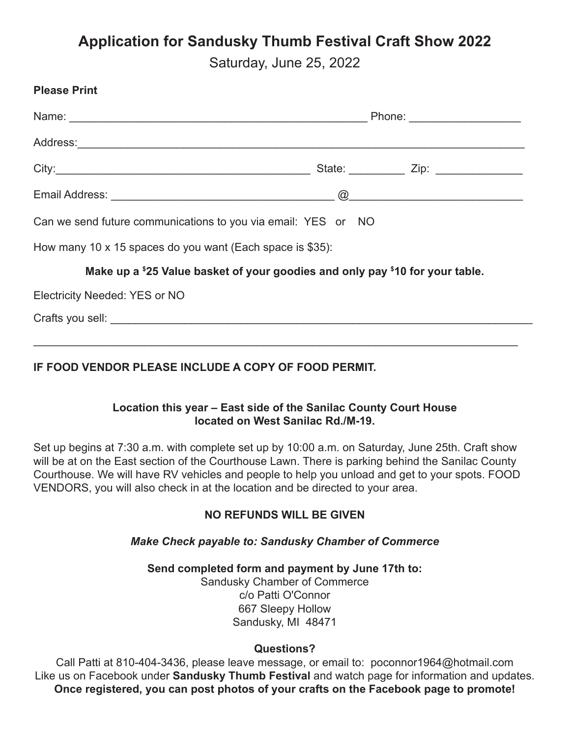# Application for Sandusky Thumb Festival Craft Show 2022

Saturday, June 25, 2022

**Please Print**

Name: _______________________________________________ Phone: _________________

Address:_______________________________________________________________________

City:________________________________________ State: _________ Zip: ______________

Email Address: ___________________________________ @___________________________

Can we send future communications to you via email: YES or NO

How many 10 x 15 spaces do you want (Each space is $35):

**Make up a $25 Value basket of your goodies and only pay $10 for your table.**

Electricity Needed: YES or NO

Crafts you sell: _________________________________________________________________

_____________________________________________________________________________

**IF FOOD VENDOR PLEASE INCLUDE A COPY OF FOOD PERMIT.**

**Location this year – East side of the Sanilac County Court House located on West Sanilac Rd./M-19.**

Set up begins at 7:30 a.m. with complete set up by 10:00 a.m. on Saturday, June 25th. Craft show will be at on the East section of the Courthouse Lawn. There is parking behind the Sanilac County Courthouse. We will have RV vehicles and people to help you unload and get to your spots. FOOD VENDORS, you will also check in at the location and be directed to your area.

**NO REFUNDS WILL BE GIVEN**

***Make Check payable to: Sandusky Chamber of Commerce***

**Send completed form and payment by June 17th to:**

Sandusky Chamber of Commerce
c/o Patti O'Connor
667 Sleepy Hollow
Sandusky, MI 48471

**Questions?**

Call Patti at 810-404-3436, please leave message, or email to: poconnor1964@hotmail.com
Like us on Facebook under **Sandusky Thumb Festival** and watch page for information and updates.
**Once registered, you can post photos of your crafts on the Facebook page to promote!**